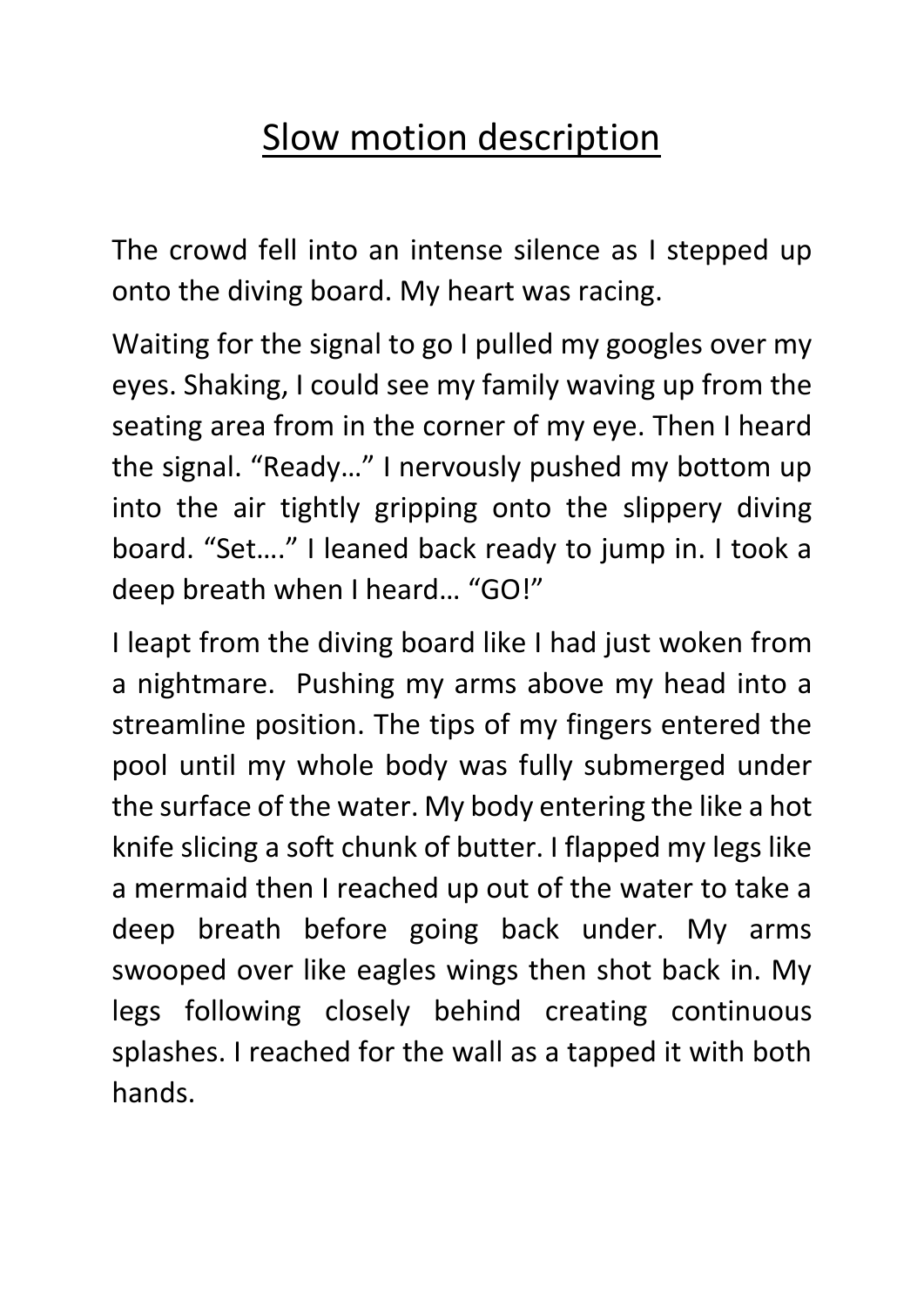# Slow motion description

The crowd fell into an intense silence as I stepped up onto the diving board. My heart was racing.

Waiting for the signal to go I pulled my googles over my eyes. Shaking, I could see my family waving up from the seating area from in the corner of my eye. Then I heard the signal. "Ready…" I nervously pushed my bottom up into the air tightly gripping onto the slippery diving board. "Set…." I leaned back ready to jump in. I took a deep breath when I heard… "GO!"

I leapt from the diving board like I had just woken from a nightmare.  Pushing my arms above my head into a streamline position. The tips of my fingers entered the pool until my whole body was fully submerged under the surface of the water. My body entering the like a hot knife slicing a soft chunk of butter. I flapped my legs like a mermaid then I reached up out of the water to take a deep breath before going back under. My arms swooped over like eagles wings then shot back in. My legs following closely behind creating continuous splashes. I reached for the wall as a tapped it with both hands.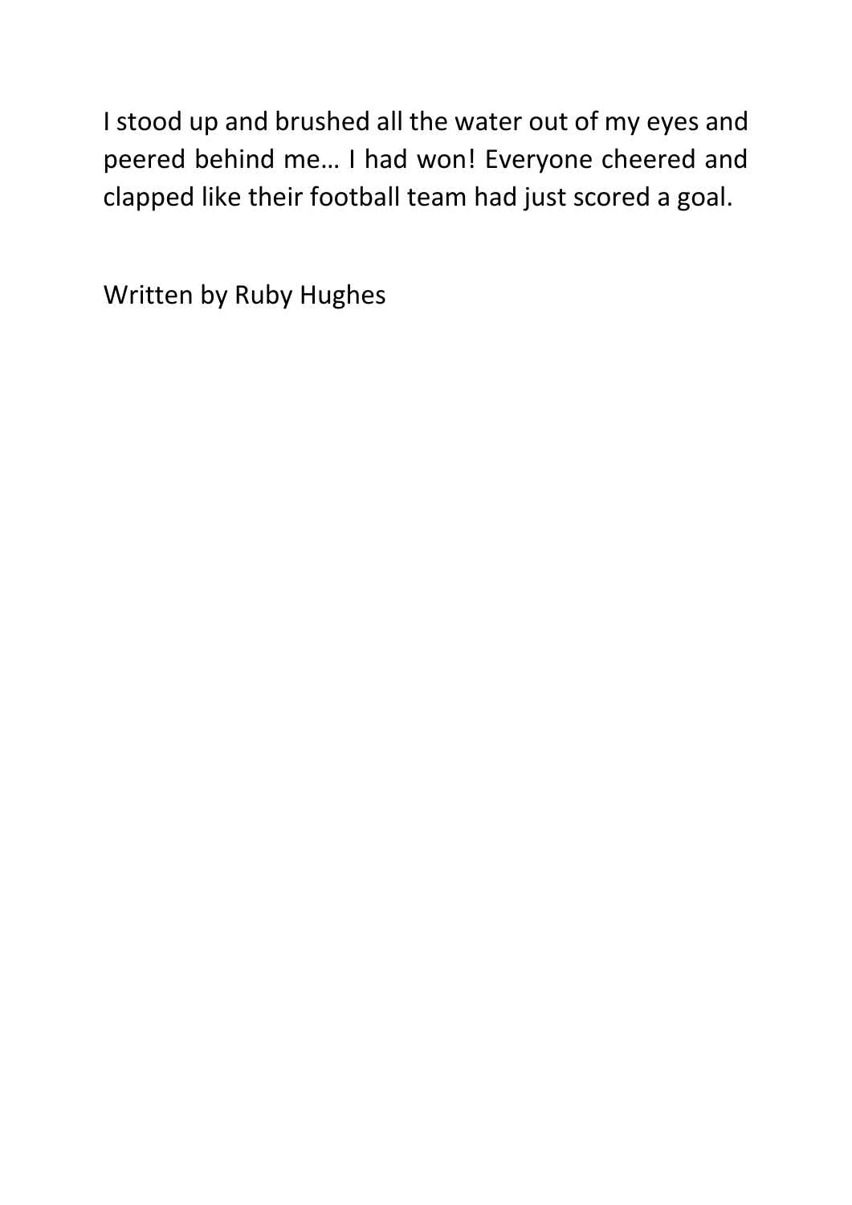I stood up and brushed all the water out of my eyes and peered behind me… I had won! Everyone cheered and clapped like their football team had just scored a goal.

Written by Ruby Hughes